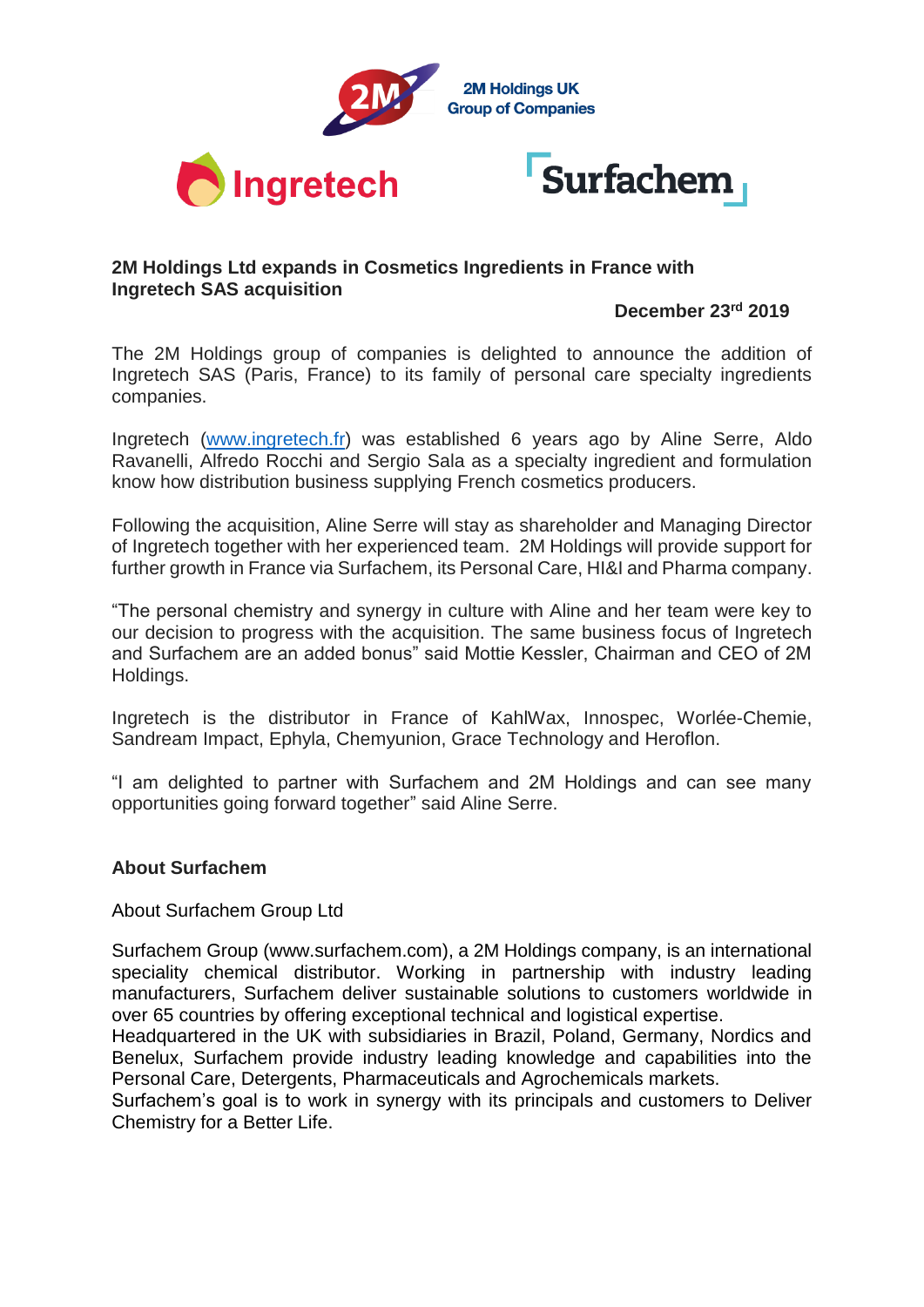2M Holdings UK
Group of Companies

Ingretech

Surfachem

**2M Holdings Ltd expands in Cosmetics Ingredients in France with Ingretech SAS acquisition**

**December 23rd 2019**

The 2M Holdings group of companies is delighted to announce the addition of Ingretech SAS (Paris, France) to its family of personal care specialty ingredients companies.

Ingretech ([www.ingretech.fr](www.ingretech.fr)) was established 6 years ago by Aline Serre, Aldo Ravanelli, Alfredo Rocchi and Sergio Sala as a specialty ingredient and formulation know how distribution business supplying French cosmetics producers.

Following the acquisition, Aline Serre will stay as shareholder and Managing Director of Ingretech together with her experienced team. 2M Holdings will provide support for further growth in France via Surfachem, its Personal Care, HI&I and Pharma company.

"The personal chemistry and synergy in culture with Aline and her team were key to our decision to progress with the acquisition. The same business focus of Ingretech and Surfachem are an added bonus" said Mottie Kessler, Chairman and CEO of 2M Holdings.

Ingretech is the distributor in France of KahlWax, Innospec, Worlée-Chemie, Sandream Impact, Ephyla, Chemyunion, Grace Technology and Heroflon.

"I am delighted to partner with Surfachem and 2M Holdings and can see many opportunities going forward together" said Aline Serre.

**About Surfachem**

About Surfachem Group Ltd

Surfachem Group (www.surfachem.com), a 2M Holdings company, is an international speciality chemical distributor. Working in partnership with industry leading manufacturers, Surfachem deliver sustainable solutions to customers worldwide in over 65 countries by offering exceptional technical and logistical expertise.
Headquartered in the UK with subsidiaries in Brazil, Poland, Germany, Nordics and Benelux, Surfachem provide industry leading knowledge and capabilities into the Personal Care, Detergents, Pharmaceuticals and Agrochemicals markets.
Surfachem's goal is to work in synergy with its principals and customers to Deliver Chemistry for a Better Life.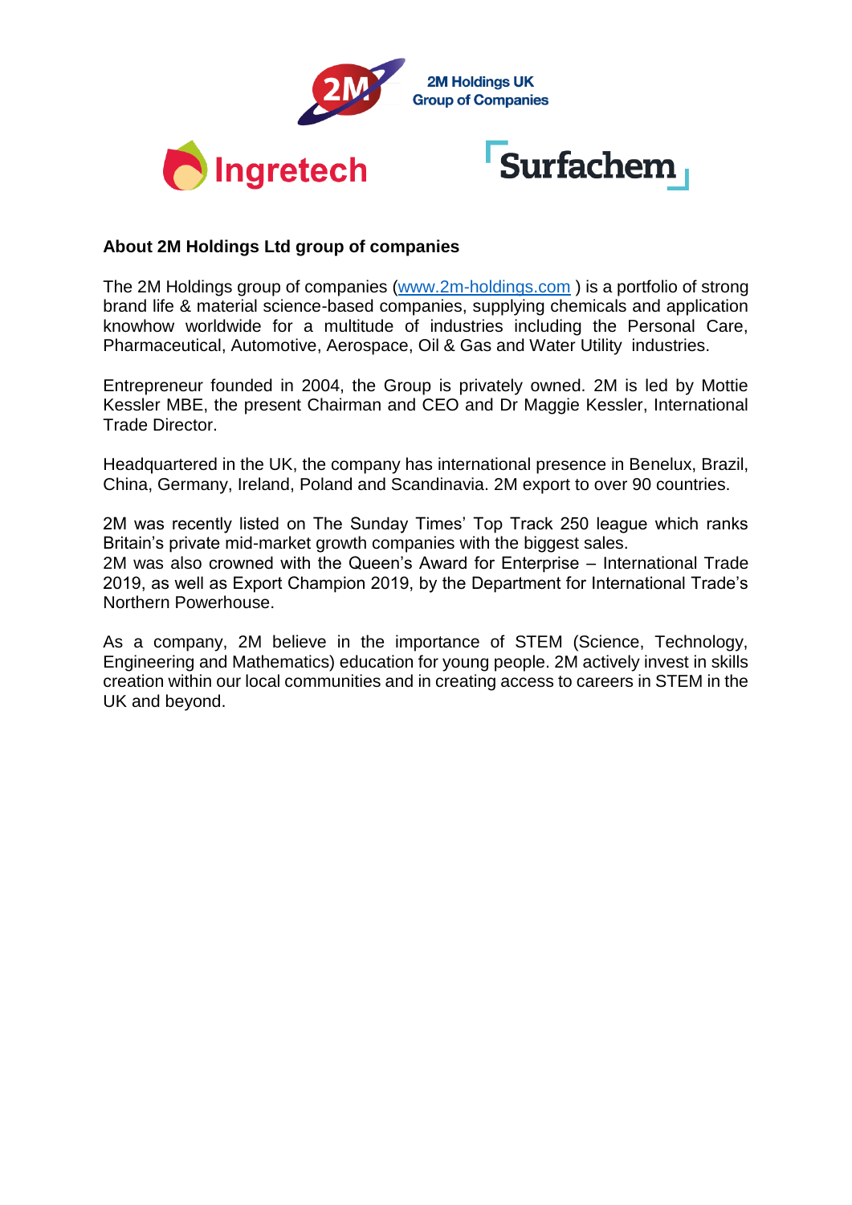2M Holdings UK
Group of Companies

Ingretech

Surfachem

**About 2M Holdings Ltd group of companies**

The 2M Holdings group of companies (www.2m-holdings.com ) is a portfolio of strong brand life & material science-based companies, supplying chemicals and application knowhow worldwide for a multitude of industries including the Personal Care, Pharmaceutical, Automotive, Aerospace, Oil & Gas and Water Utility industries.

Entrepreneur founded in 2004, the Group is privately owned. 2M is led by Mottie Kessler MBE, the present Chairman and CEO and Dr Maggie Kessler, International Trade Director.

Headquartered in the UK, the company has international presence in Benelux, Brazil, China, Germany, Ireland, Poland and Scandinavia. 2M export to over 90 countries.

2M was recently listed on The Sunday Times' Top Track 250 league which ranks Britain's private mid-market growth companies with the biggest sales.
2M was also crowned with the Queen's Award for Enterprise – International Trade 2019, as well as Export Champion 2019, by the Department for International Trade's Northern Powerhouse.

As a company, 2M believe in the importance of STEM (Science, Technology, Engineering and Mathematics) education for young people. 2M actively invest in skills creation within our local communities and in creating access to careers in STEM in the UK and beyond.